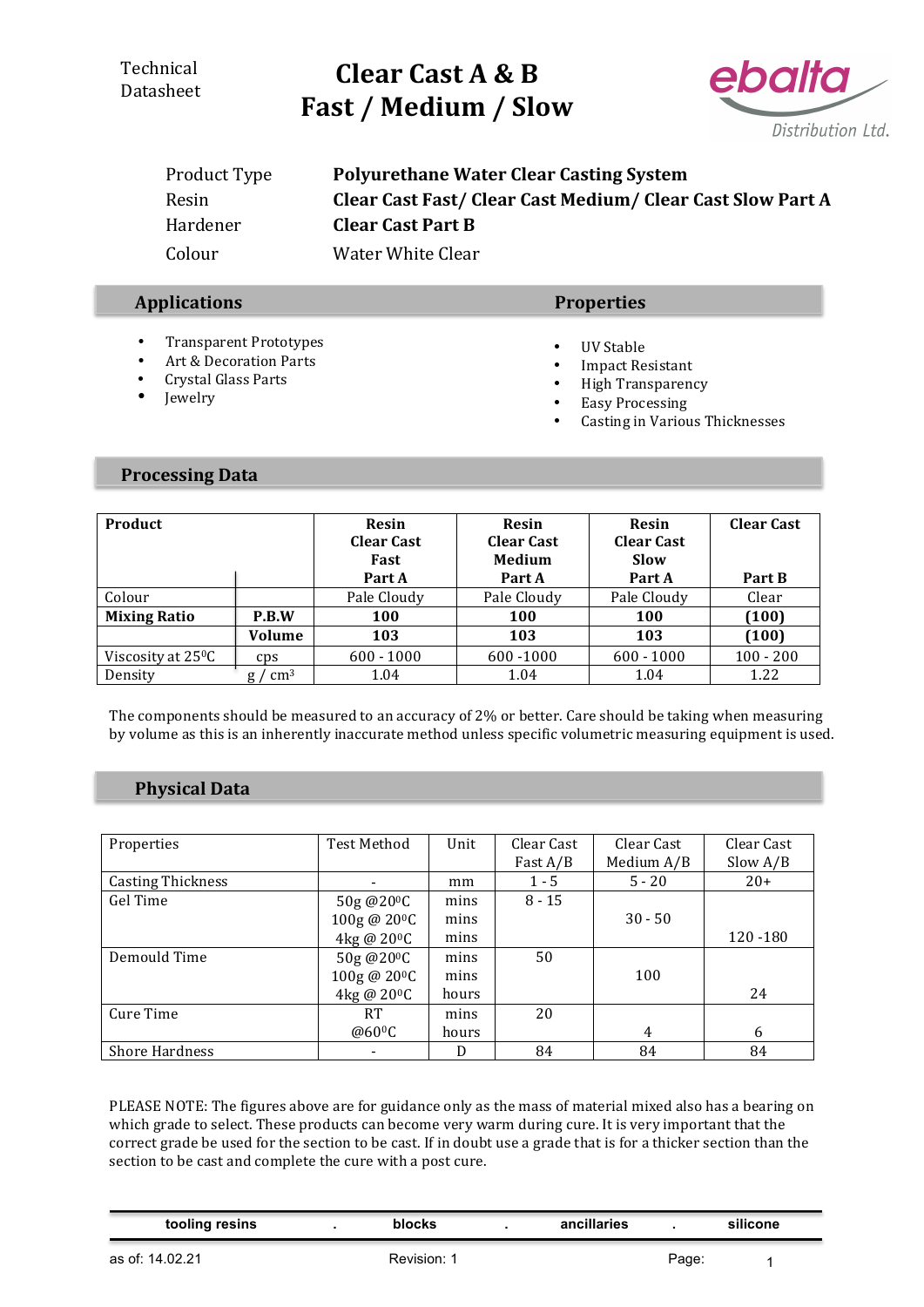Technical Datasheet

# Clear Cast A & B
# Fast / Medium / Slow

ebalta Distribution Ltd.

| | |
|---|---|
| Product Type | **Polyurethane Water Clear Casting System** |
| Resin | **Clear Cast Fast/ Clear Cast Medium/ Clear Cast Slow Part A** |
| Hardener | **Clear Cast Part B** |
| Colour | Water White Clear |

## Applications

- Transparent Prototypes
- Art & Decoration Parts
- Crystal Glass Parts
- Jewelry

## Properties

- UV Stable
- Impact Resistant
- High Transparency
- Easy Processing
- Casting in Various Thicknesses

## Processing Data

| **Product** | | **Resin Clear Cast Fast Part A** | **Resin Clear Cast Medium Part A** | **Resin Clear Cast Slow Part A** | **Clear Cast Part B** |
|---|---|---|---|---|---|
| Colour | | Pale Cloudy | Pale Cloudy | Pale Cloudy | Clear |
| **Mixing Ratio** | **P.B.W** | **100** | **100** | **100** | **(100)** |
| | **Volume** | **103** | **103** | **103** | **(100)** |
| Viscosity at 25⁰C | cps | 600 - 1000 | 600 -1000 | 600 - 1000 | 100 - 200 |
| Density | g / cm³ | 1.04 | 1.04 | 1.04 | 1.22 |

The components should be measured to an accuracy of 2% or better. Care should be taking when measuring by volume as this is an inherently inaccurate method unless specific volumetric measuring equipment is used.

## Physical Data

| Properties | Test Method | Unit | Clear Cast Fast A/B | Clear Cast Medium A/B | Clear Cast Slow A/B |
|---|---|---|---|---|---|
| Casting Thickness | - | mm | 1 - 5 | 5 - 20 | 20+ |
| Gel Time | 50g @20⁰C | mins | 8 - 15 | | |
| | 100g @ 20⁰C | mins | | 30 - 50 | |
| | 4kg @ 20⁰C | mins | | | 120 -180 |
| Demould Time | 50g @20⁰C | mins | 50 | | |
| | 100g @ 20⁰C | mins | | 100 | |
| | 4kg @ 20⁰C | hours | | | 24 |
| Cure Time | RT | mins | 20 | | |
| | @60⁰C | hours | | 4 | 6 |
| Shore Hardness | - | D | 84 | 84 | 84 |

PLEASE NOTE: The figures above are for guidance only as the mass of material mixed also has a bearing on which grade to select. These products can become very warm during cure. It is very important that the correct grade be used for the section to be cast. If in doubt use a grade that is for a thicker section than the section to be cast and complete the cure with a post cure.

tooling resins . blocks . ancillaries . silicone

as of: 14.02.21 Revision: 1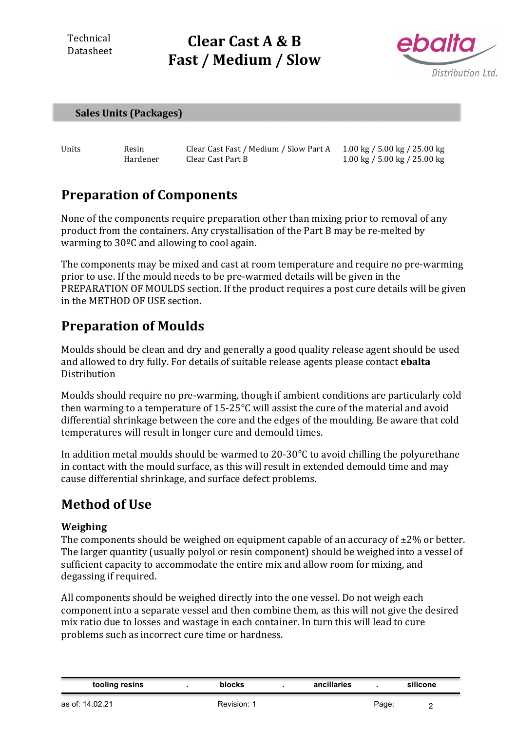## Sales Units (Packages)

| Units | Resin | Clear Cast Fast / Medium / Slow Part A | 1.00 kg / 5.00 kg / 25.00 kg |
|---|---|---|---|
| | Hardener | Clear Cast Part B | 1.00 kg / 5.00 kg / 25.00 kg |

# Preparation of Components

None of the components require preparation other than mixing prior to removal of any product from the containers. Any crystallisation of the Part B may be re-melted by warming to 30ºC and allowing to cool again.

The components may be mixed and cast at room temperature and require no pre-warming prior to use. If the mould needs to be pre-warmed details will be given in the PREPARATION OF MOULDS section. If the product requires a post cure details will be given in the METHOD OF USE section.

# Preparation of Moulds

Moulds should be clean and dry and generally a good quality release agent should be used and allowed to dry fully. For details of suitable release agents please contact **ebalta** Distribution

Moulds should require no pre-warming, though if ambient conditions are particularly cold then warming to a temperature of 15-25°C will assist the cure of the material and avoid differential shrinkage between the core and the edges of the moulding. Be aware that cold temperatures will result in longer cure and demould times.

In addition metal moulds should be warmed to 20-30°C to avoid chilling the polyurethane in contact with the mould surface, as this will result in extended demould time and may cause differential shrinkage, and surface defect problems.

# Method of Use

### Weighing

The components should be weighed on equipment capable of an accuracy of ±2% or better. The larger quantity (usually polyol or resin component) should be weighed into a vessel of sufficient capacity to accommodate the entire mix and allow room for mixing, and degassing if required.

All components should be weighed directly into the one vessel. Do not weigh each component into a separate vessel and then combine them, as this will not give the desired mix ratio due to losses and wastage in each container. In turn this will lead to cure problems such as incorrect cure time or hardness.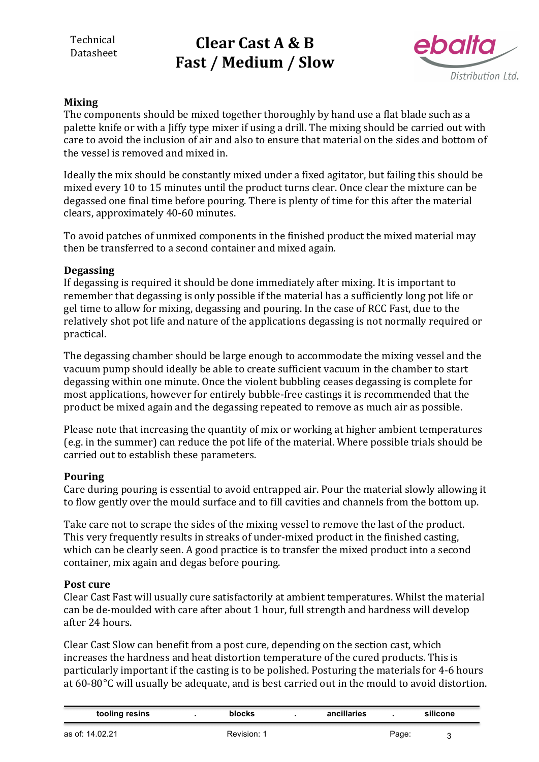## Mixing

The components should be mixed together thoroughly by hand use a flat blade such as a palette knife or with a Jiffy type mixer if using a drill. The mixing should be carried out with care to avoid the inclusion of air and also to ensure that material on the sides and bottom of the vessel is removed and mixed in.

Ideally the mix should be constantly mixed under a fixed agitator, but failing this should be mixed every 10 to 15 minutes until the product turns clear. Once clear the mixture can be degassed one final time before pouring. There is plenty of time for this after the material clears, approximately 40-60 minutes.

To avoid patches of unmixed components in the finished product the mixed material may then be transferred to a second container and mixed again.

## Degassing

If degassing is required it should be done immediately after mixing. It is important to remember that degassing is only possible if the material has a sufficiently long pot life or gel time to allow for mixing, degassing and pouring. In the case of RCC Fast, due to the relatively shot pot life and nature of the applications degassing is not normally required or practical.

The degassing chamber should be large enough to accommodate the mixing vessel and the vacuum pump should ideally be able to create sufficient vacuum in the chamber to start degassing within one minute. Once the violent bubbling ceases degassing is complete for most applications, however for entirely bubble-free castings it is recommended that the product be mixed again and the degassing repeated to remove as much air as possible.

Please note that increasing the quantity of mix or working at higher ambient temperatures (e.g. in the summer) can reduce the pot life of the material. Where possible trials should be carried out to establish these parameters.

## Pouring

Care during pouring is essential to avoid entrapped air. Pour the material slowly allowing it to flow gently over the mould surface and to fill cavities and channels from the bottom up.

Take care not to scrape the sides of the mixing vessel to remove the last of the product. This very frequently results in streaks of under-mixed product in the finished casting, which can be clearly seen. A good practice is to transfer the mixed product into a second container, mix again and degas before pouring.

## Post cure

Clear Cast Fast will usually cure satisfactorily at ambient temperatures. Whilst the material can be de-moulded with care after about 1 hour, full strength and hardness will develop after 24 hours.

Clear Cast Slow can benefit from a post cure, depending on the section cast, which increases the hardness and heat distortion temperature of the cured products. This is particularly important if the casting is to be polished. Posturing the materials for 4-6 hours at 60-80°C will usually be adequate, and is best carried out in the mould to avoid distortion.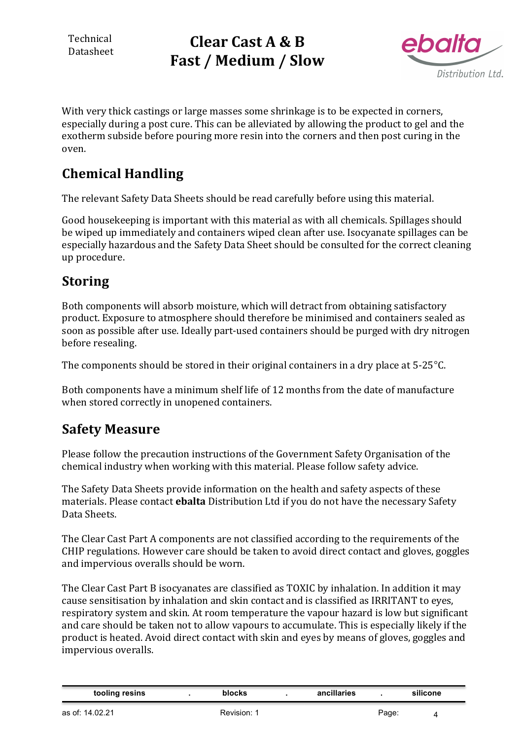With very thick castings or large masses some shrinkage is to be expected in corners, especially during a post cure. This can be alleviated by allowing the product to gel and the exotherm subside before pouring more resin into the corners and then post curing in the oven.

## Chemical Handling

The relevant Safety Data Sheets should be read carefully before using this material.

Good housekeeping is important with this material as with all chemicals. Spillages should be wiped up immediately and containers wiped clean after use. Isocyanate spillages can be especially hazardous and the Safety Data Sheet should be consulted for the correct cleaning up procedure.

## Storing

Both components will absorb moisture, which will detract from obtaining satisfactory product. Exposure to atmosphere should therefore be minimised and containers sealed as soon as possible after use. Ideally part-used containers should be purged with dry nitrogen before resealing.

The components should be stored in their original containers in a dry place at 5-25°C.

Both components have a minimum shelf life of 12 months from the date of manufacture when stored correctly in unopened containers.

## Safety Measure

Please follow the precaution instructions of the Government Safety Organisation of the chemical industry when working with this material. Please follow safety advice.

The Safety Data Sheets provide information on the health and safety aspects of these materials. Please contact **ebalta** Distribution Ltd if you do not have the necessary Safety Data Sheets.

The Clear Cast Part A components are not classified according to the requirements of the CHIP regulations. However care should be taken to avoid direct contact and gloves, goggles and impervious overalls should be worn.

The Clear Cast Part B isocyanates are classified as TOXIC by inhalation. In addition it may cause sensitisation by inhalation and skin contact and is classified as IRRITANT to eyes, respiratory system and skin. At room temperature the vapour hazard is low but significant and care should be taken not to allow vapours to accumulate. This is especially likely if the product is heated. Avoid direct contact with skin and eyes by means of gloves, goggles and impervious overalls.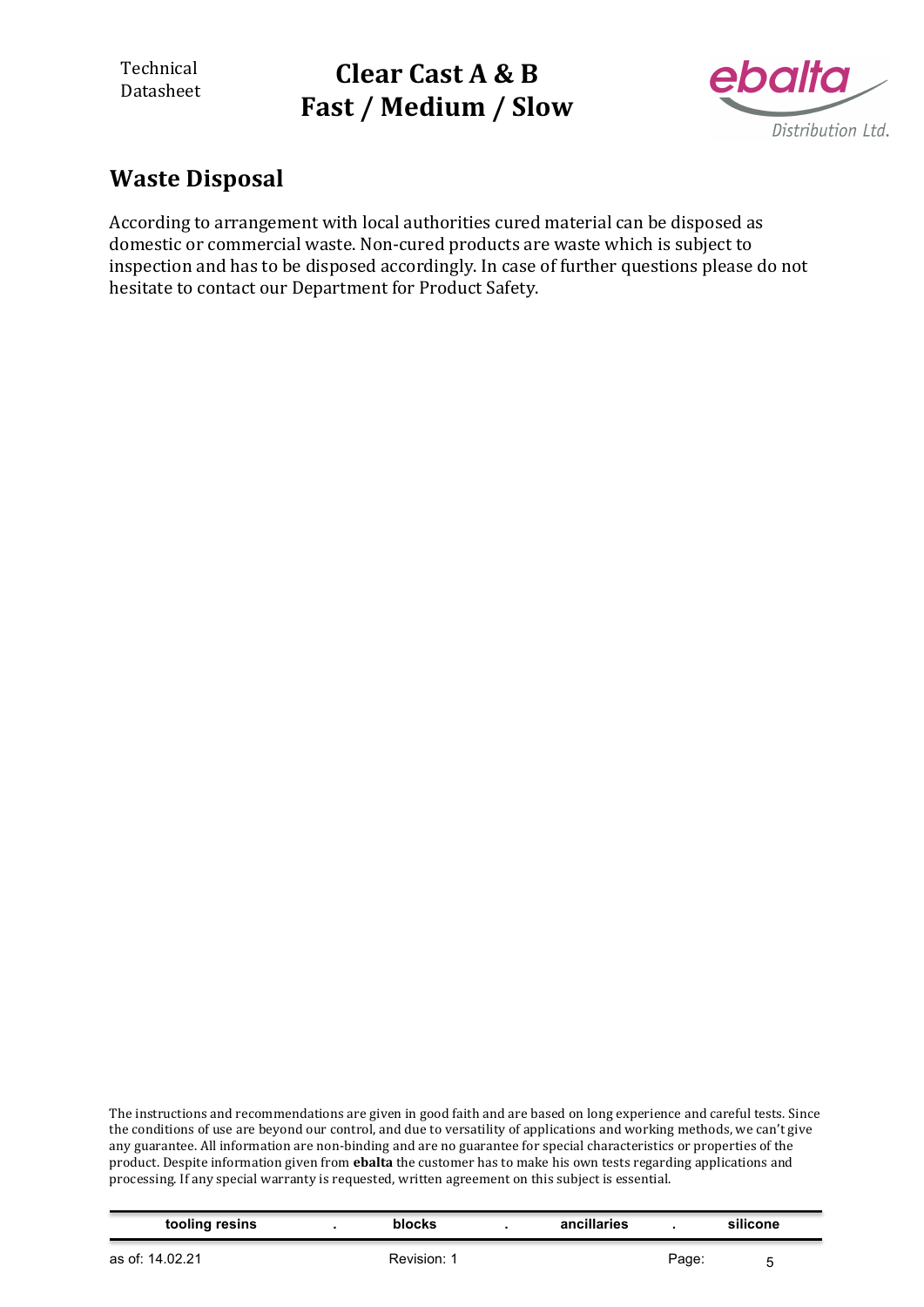## Waste Disposal

According to arrangement with local authorities cured material can be disposed as domestic or commercial waste. Non-cured products are waste which is subject to inspection and has to be disposed accordingly. In case of further questions please do not hesitate to contact our Department for Product Safety.

The instructions and recommendations are given in good faith and are based on long experience and careful tests. Since the conditions of use are beyond our control, and due to versatility of applications and working methods, we can't give any guarantee. All information are non-binding and are no guarantee for special characteristics or properties of the product. Despite information given from **ebalta** the customer has to make his own tests regarding applications and processing. If any special warranty is requested, written agreement on this subject is essential.